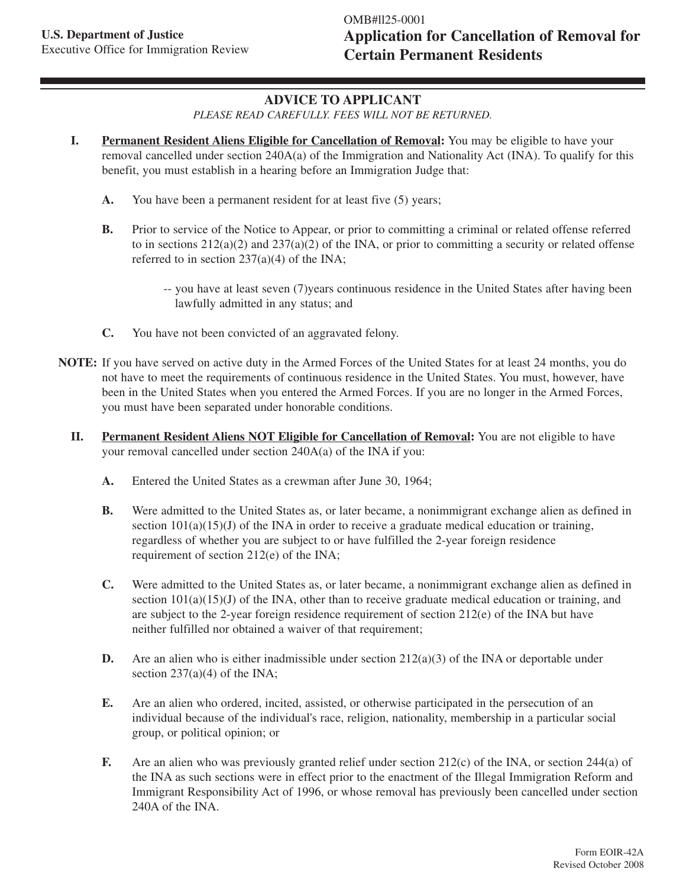U.S. Department of Justice
Executive Office for Immigration Review

OMB#1125-0001

# Application for Cancellation of Removal for Certain Permanent Residents

## ADVICE TO APPLICANT

*PLEASE READ CAREFULLY. FEES WILL NOT BE RETURNED.*

**I. Permanent Resident Aliens Eligible for Cancellation of Removal:** You may be eligible to have your removal cancelled under section 240A(a) of the Immigration and Nationality Act (INA). To qualify for this benefit, you must establish in a hearing before an Immigration Judge that:

**A.** You have been a permanent resident for at least five (5) years;

**B.** Prior to service of the Notice to Appear, or prior to committing a criminal or related offense referred to in sections 212(a)(2) and 237(a)(2) of the INA, or prior to committing a security or related offense referred to in section 237(a)(4) of the INA;

-- you have at least seven (7)years continuous residence in the United States after having been lawfully admitted in any status; and

**C.** You have not been convicted of an aggravated felony.

**NOTE:** If you have served on active duty in the Armed Forces of the United States for at least 24 months, you do not have to meet the requirements of continuous residence in the United States. You must, however, have been in the United States when you entered the Armed Forces. If you are no longer in the Armed Forces, you must have been separated under honorable conditions.

**II. Permanent Resident Aliens NOT Eligible for Cancellation of Removal:** You are not eligible to have your removal cancelled under section 240A(a) of the INA if you:

**A.** Entered the United States as a crewman after June 30, 1964;

**B.** Were admitted to the United States as, or later became, a nonimmigrant exchange alien as defined in section 101(a)(15)(J) of the INA in order to receive a graduate medical education or training, regardless of whether you are subject to or have fulfilled the 2-year foreign residence requirement of section 212(e) of the INA;

**C.** Were admitted to the United States as, or later became, a nonimmigrant exchange alien as defined in section 101(a)(15)(J) of the INA, other than to receive graduate medical education or training, and are subject to the 2-year foreign residence requirement of section 212(e) of the INA but have neither fulfilled nor obtained a waiver of that requirement;

**D.** Are an alien who is either inadmissible under section 212(a)(3) of the INA or deportable under section 237(a)(4) of the INA;

**E.** Are an alien who ordered, incited, assisted, or otherwise participated in the persecution of an individual because of the individual's race, religion, nationality, membership in a particular social group, or political opinion; or

**F.** Are an alien who was previously granted relief under section 212(c) of the INA, or section 244(a) of the INA as such sections were in effect prior to the enactment of the Illegal Immigration Reform and Immigrant Responsibility Act of 1996, or whose removal has previously been cancelled under section 240A of the INA.

Form EOIR-42A
Revised October 2008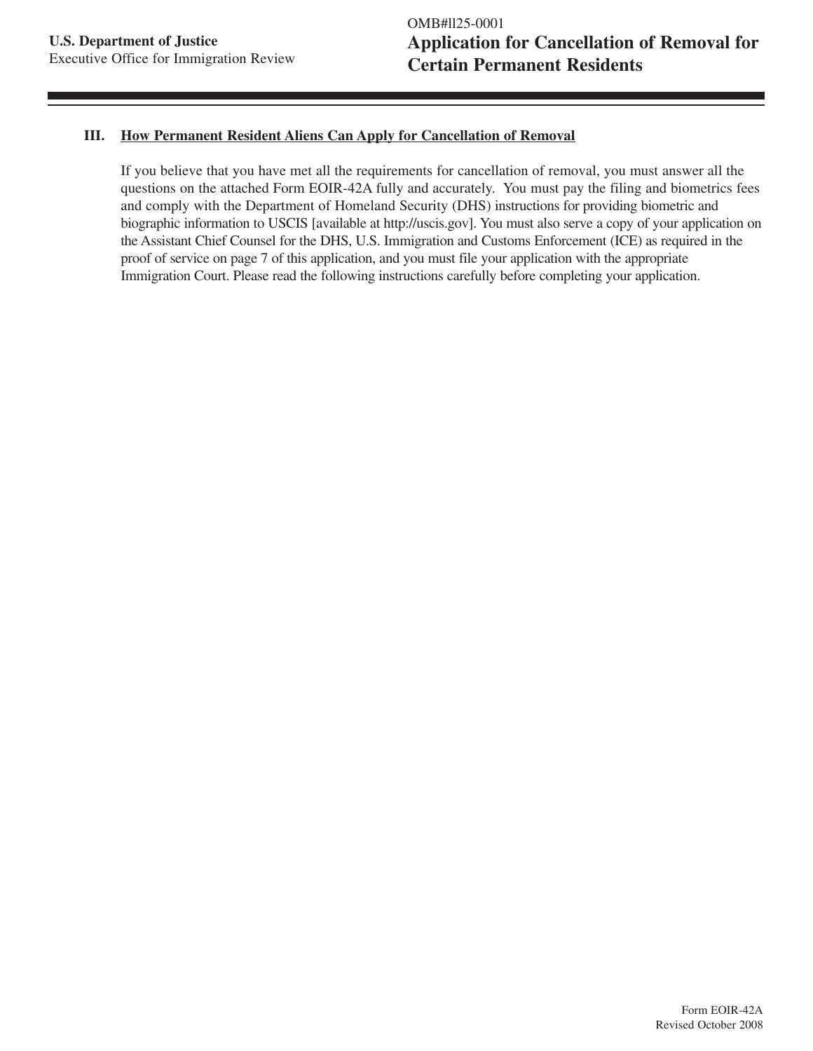## III. How Permanent Resident Aliens Can Apply for Cancellation of Removal

If you believe that you have met all the requirements for cancellation of removal, you must answer all the questions on the attached Form EOIR-42A fully and accurately. You must pay the filing and biometrics fees and comply with the Department of Homeland Security (DHS) instructions for providing biometric and biographic information to USCIS [available at http://uscis.gov]. You must also serve a copy of your application on the Assistant Chief Counsel for the DHS, U.S. Immigration and Customs Enforcement (ICE) as required in the proof of service on page 7 of this application, and you must file your application with the appropriate Immigration Court. Please read the following instructions carefully before completing your application.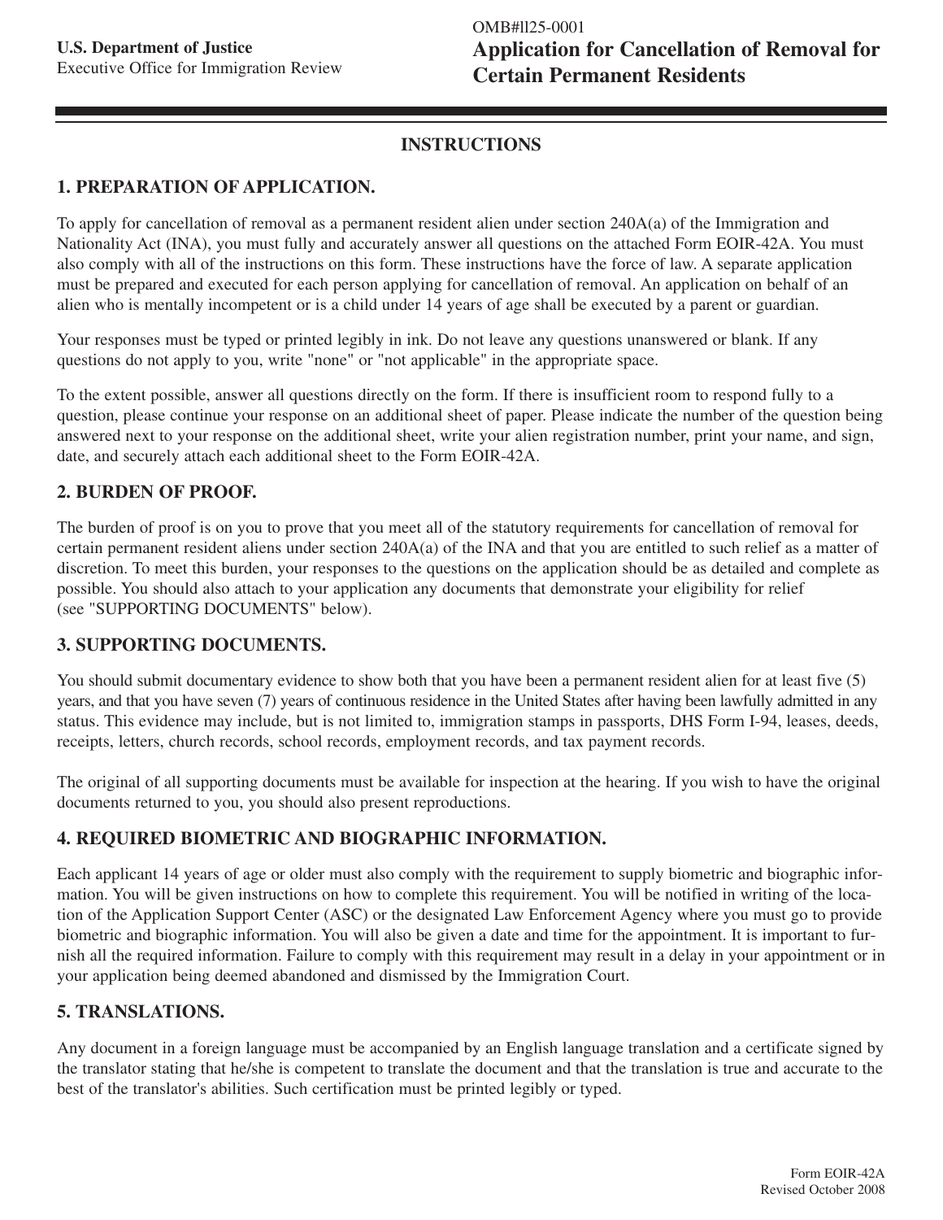U.S. Department of Justice
Executive Office for Immigration Review

OMB#1125-0001

# Application for Cancellation of Removal for Certain Permanent Residents

## INSTRUCTIONS

### 1. PREPARATION OF APPLICATION.

To apply for cancellation of removal as a permanent resident alien under section 240A(a) of the Immigration and Nationality Act (INA), you must fully and accurately answer all questions on the attached Form EOIR-42A. You must also comply with all of the instructions on this form. These instructions have the force of law. A separate application must be prepared and executed for each person applying for cancellation of removal. An application on behalf of an alien who is mentally incompetent or is a child under 14 years of age shall be executed by a parent or guardian.

Your responses must be typed or printed legibly in ink. Do not leave any questions unanswered or blank. If any questions do not apply to you, write "none" or "not applicable" in the appropriate space.

To the extent possible, answer all questions directly on the form. If there is insufficient room to respond fully to a question, please continue your response on an additional sheet of paper. Please indicate the number of the question being answered next to your response on the additional sheet, write your alien registration number, print your name, and sign, date, and securely attach each additional sheet to the Form EOIR-42A.

### 2. BURDEN OF PROOF.

The burden of proof is on you to prove that you meet all of the statutory requirements for cancellation of removal for certain permanent resident aliens under section 240A(a) of the INA and that you are entitled to such relief as a matter of discretion. To meet this burden, your responses to the questions on the application should be as detailed and complete as possible. You should also attach to your application any documents that demonstrate your eligibility for relief (see "SUPPORTING DOCUMENTS" below).

### 3. SUPPORTING DOCUMENTS.

You should submit documentary evidence to show both that you have been a permanent resident alien for at least five (5) years, and that you have seven (7) years of continuous residence in the United States after having been lawfully admitted in any status. This evidence may include, but is not limited to, immigration stamps in passports, DHS Form I-94, leases, deeds, receipts, letters, church records, school records, employment records, and tax payment records.

The original of all supporting documents must be available for inspection at the hearing. If you wish to have the original documents returned to you, you should also present reproductions.

### 4. REQUIRED BIOMETRIC AND BIOGRAPHIC INFORMATION.

Each applicant 14 years of age or older must also comply with the requirement to supply biometric and biographic information. You will be given instructions on how to complete this requirement. You will be notified in writing of the location of the Application Support Center (ASC) or the designated Law Enforcement Agency where you must go to provide biometric and biographic information. You will also be given a date and time for the appointment. It is important to furnish all the required information. Failure to comply with this requirement may result in a delay in your appointment or in your application being deemed abandoned and dismissed by the Immigration Court.

### 5. TRANSLATIONS.

Any document in a foreign language must be accompanied by an English language translation and a certificate signed by the translator stating that he/she is competent to translate the document and that the translation is true and accurate to the best of the translator's abilities. Such certification must be printed legibly or typed.

Form EOIR-42A
Revised October 2008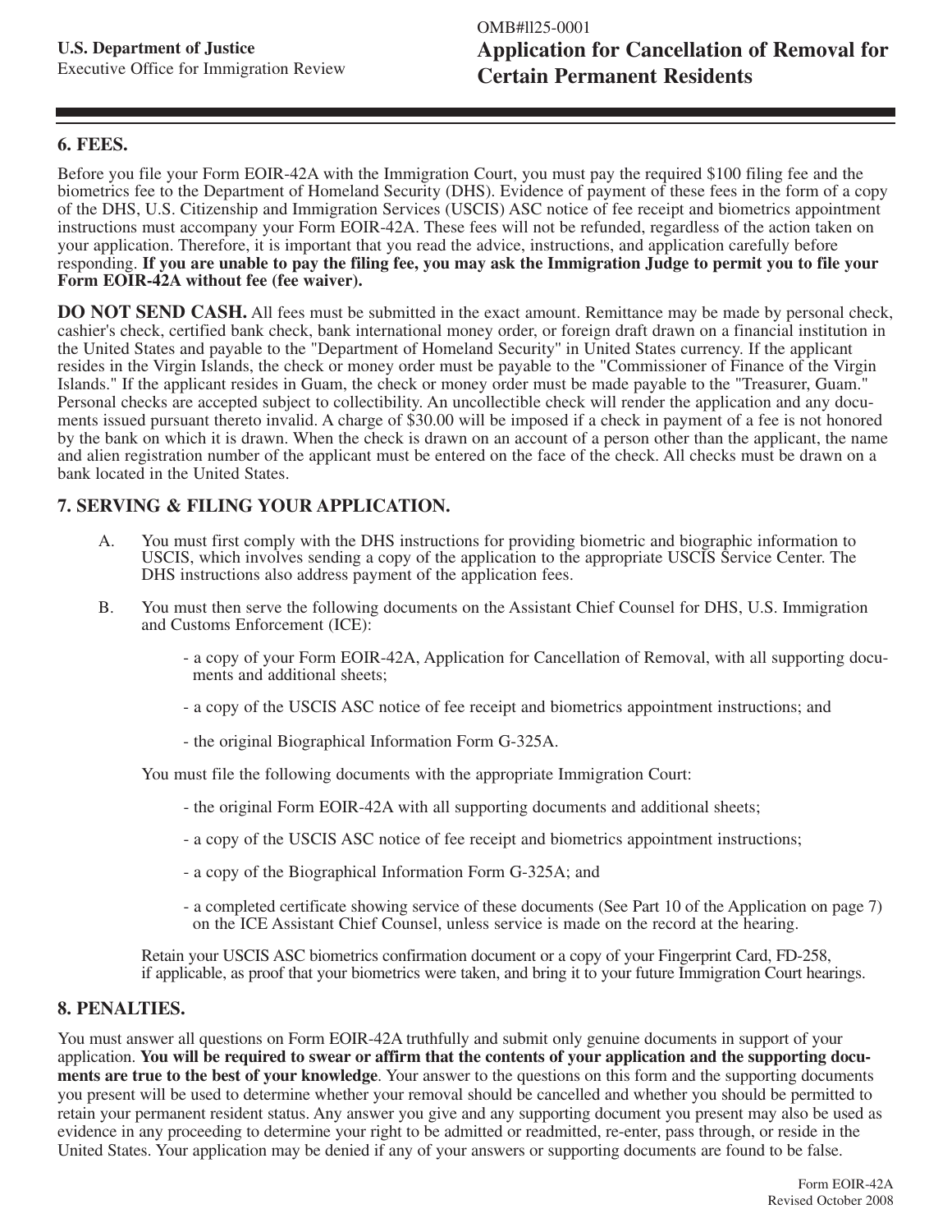## 6. FEES.

Before you file your Form EOIR-42A with the Immigration Court, you must pay the required $100 filing fee and the biometrics fee to the Department of Homeland Security (DHS). Evidence of payment of these fees in the form of a copy of the DHS, U.S. Citizenship and Immigration Services (USCIS) ASC notice of fee receipt and biometrics appointment instructions must accompany your Form EOIR-42A. These fees will not be refunded, regardless of the action taken on your application. Therefore, it is important that you read the advice, instructions, and application carefully before responding. **If you are unable to pay the filing fee, you may ask the Immigration Judge to permit you to file your Form EOIR-42A without fee (fee waiver).**

**DO NOT SEND CASH.** All fees must be submitted in the exact amount. Remittance may be made by personal check, cashier's check, certified bank check, bank international money order, or foreign draft drawn on a financial institution in the United States and payable to the "Department of Homeland Security" in United States currency. If the applicant resides in the Virgin Islands, the check or money order must be payable to the "Commissioner of Finance of the Virgin Islands." If the applicant resides in Guam, the check or money order must be made payable to the "Treasurer, Guam." Personal checks are accepted subject to collectibility. An uncollectible check will render the application and any documents issued pursuant thereto invalid. A charge of $30.00 will be imposed if a check in payment of a fee is not honored by the bank on which it is drawn. When the check is drawn on an account of a person other than the applicant, the name and alien registration number of the applicant must be entered on the face of the check. All checks must be drawn on a bank located in the United States.

## 7. SERVING & FILING YOUR APPLICATION.

A. You must first comply with the DHS instructions for providing biometric and biographic information to USCIS, which involves sending a copy of the application to the appropriate USCIS Service Center. The DHS instructions also address payment of the application fees.

B. You must then serve the following documents on the Assistant Chief Counsel for DHS, U.S. Immigration and Customs Enforcement (ICE):

- a copy of your Form EOIR-42A, Application for Cancellation of Removal, with all supporting documents and additional sheets;
- a copy of the USCIS ASC notice of fee receipt and biometrics appointment instructions; and
- the original Biographical Information Form G-325A.

You must file the following documents with the appropriate Immigration Court:

- the original Form EOIR-42A with all supporting documents and additional sheets;
- a copy of the USCIS ASC notice of fee receipt and biometrics appointment instructions;
- a copy of the Biographical Information Form G-325A; and
- a completed certificate showing service of these documents (See Part 10 of the Application on page 7) on the ICE Assistant Chief Counsel, unless service is made on the record at the hearing.

Retain your USCIS ASC biometrics confirmation document or a copy of your Fingerprint Card, FD-258, if applicable, as proof that your biometrics were taken, and bring it to your future Immigration Court hearings.

## 8. PENALTIES.

You must answer all questions on Form EOIR-42A truthfully and submit only genuine documents in support of your application. **You will be required to swear or affirm that the contents of your application and the supporting documents are true to the best of your knowledge**. Your answer to the questions on this form and the supporting documents you present will be used to determine whether your removal should be cancelled and whether you should be permitted to retain your permanent resident status. Any answer you give and any supporting document you present may also be used as evidence in any proceeding to determine your right to be admitted or readmitted, re-enter, pass through, or reside in the United States. Your application may be denied if any of your answers or supporting documents are found to be false.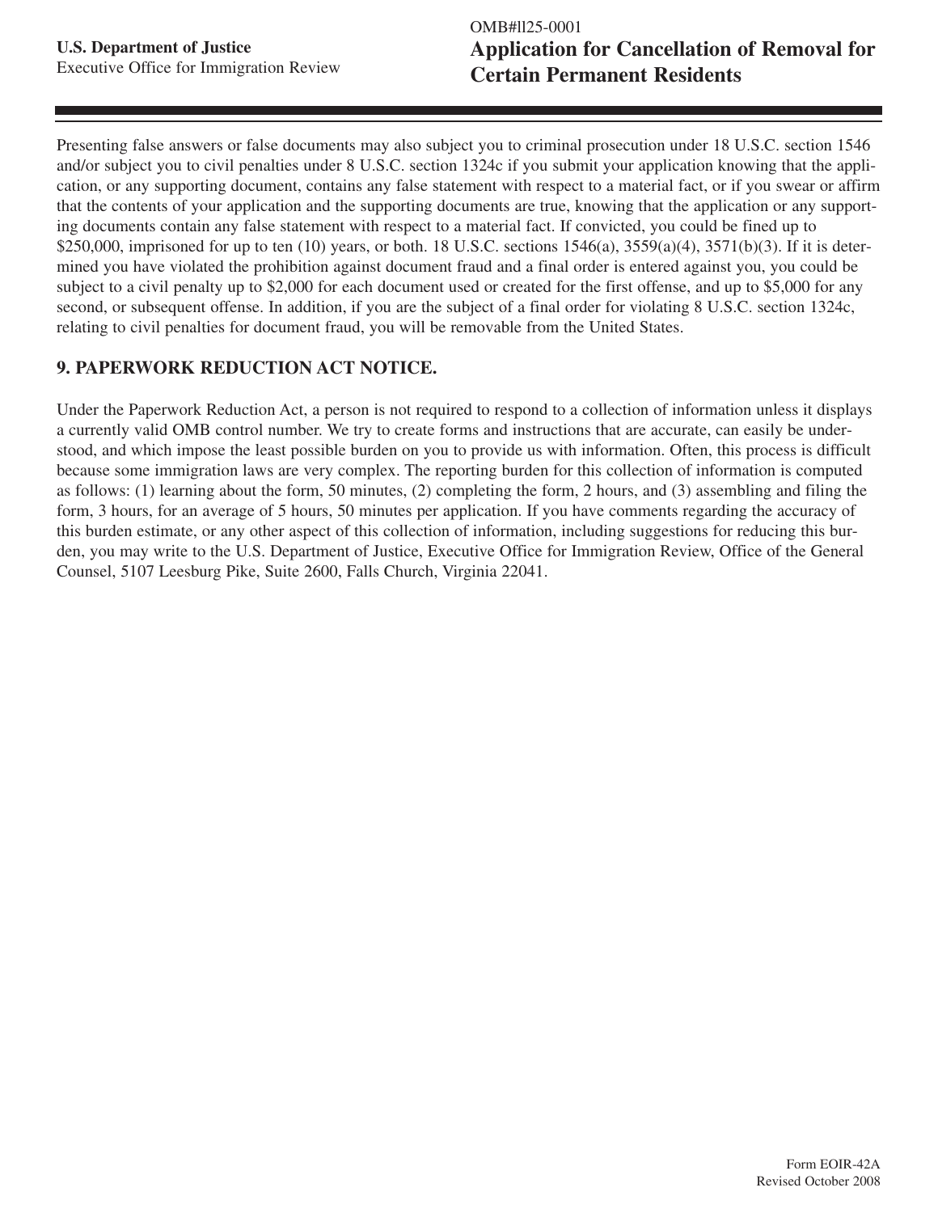Presenting false answers or false documents may also subject you to criminal prosecution under 18 U.S.C. section 1546 and/or subject you to civil penalties under 8 U.S.C. section 1324c if you submit your application knowing that the application, or any supporting document, contains any false statement with respect to a material fact, or if you swear or affirm that the contents of your application and the supporting documents are true, knowing that the application or any supporting documents contain any false statement with respect to a material fact. If convicted, you could be fined up to $250,000, imprisoned for up to ten (10) years, or both. 18 U.S.C. sections 1546(a), 3559(a)(4), 3571(b)(3). If it is determined you have violated the prohibition against document fraud and a final order is entered against you, you could be subject to a civil penalty up to $2,000 for each document used or created for the first offense, and up to $5,000 for any second, or subsequent offense. In addition, if you are the subject of a final order for violating 8 U.S.C. section 1324c, relating to civil penalties for document fraud, you will be removable from the United States.

## 9. PAPERWORK REDUCTION ACT NOTICE.

Under the Paperwork Reduction Act, a person is not required to respond to a collection of information unless it displays a currently valid OMB control number. We try to create forms and instructions that are accurate, can easily be understood, and which impose the least possible burden on you to provide us with information. Often, this process is difficult because some immigration laws are very complex. The reporting burden for this collection of information is computed as follows: (1) learning about the form, 50 minutes, (2) completing the form, 2 hours, and (3) assembling and filing the form, 3 hours, for an average of 5 hours, 50 minutes per application. If you have comments regarding the accuracy of this burden estimate, or any other aspect of this collection of information, including suggestions for reducing this burden, you may write to the U.S. Department of Justice, Executive Office for Immigration Review, Office of the General Counsel, 5107 Leesburg Pike, Suite 2600, Falls Church, Virginia 22041.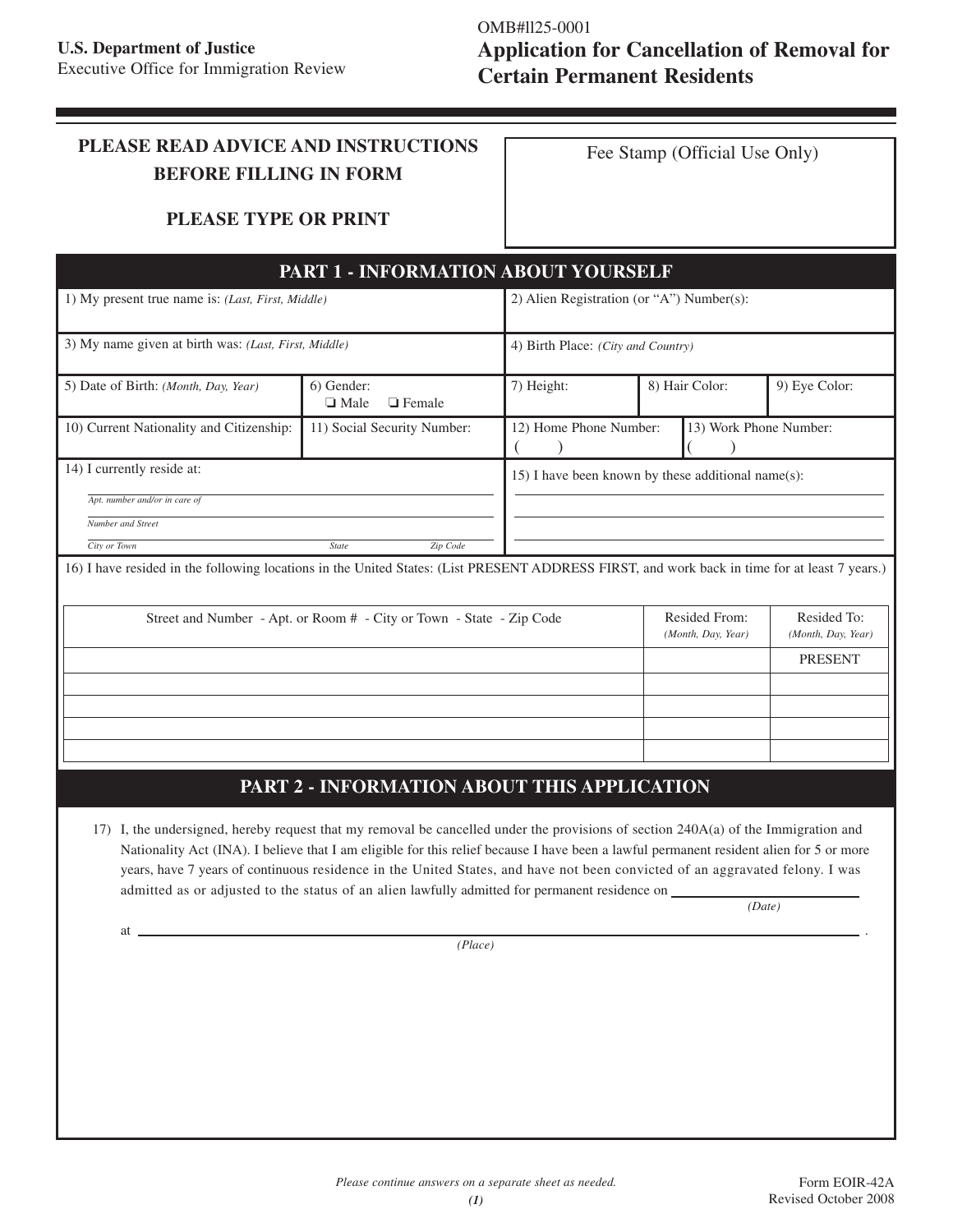U.S. Department of Justice
Executive Office for Immigration Review

OMB#1125-0001
# Application for Cancellation of Removal for Certain Permanent Residents

**PLEASE READ ADVICE AND INSTRUCTIONS BEFORE FILLING IN FORM**

**PLEASE TYPE OR PRINT**

Fee Stamp (Official Use Only)

## PART 1 - INFORMATION ABOUT YOURSELF

| | | | | |
|---|---|---|---|---|
| 1) My present true name is: *(Last, First, Middle)* | | 2) Alien Registration (or "A") Number(s): | | |
| 3) My name given at birth was: *(Last, First, Middle)* | | 4) Birth Place: *(City and Country)* | | |
| 5) Date of Birth: *(Month, Day, Year)* | 6) Gender: ❑ Male ❑ Female | 7) Height: | 8) Hair Color: | 9) Eye Color: |
| 10) Current Nationality and Citizenship: | 11) Social Security Number: | 12) Home Phone Number: ( ) | 13) Work Phone Number: ( ) | |

14) I currently reside at:

_______________
*Apt. number and/or in care of*

_______________
*Number and Street*

_______________
*City or Town* *State* *Zip Code*

15) I have been known by these additional name(s):

_______________

_______________

_______________

16) I have resided in the following locations in the United States: (List PRESENT ADDRESS FIRST, and work back in time for at least 7 years.)

| Street and Number - Apt. or Room # - City or Town - State - Zip Code | Resided From: *(Month, Day, Year)* | Resided To: *(Month, Day, Year)* |
|---|---|---|
| | | PRESENT |
| | | |
| | | |
| | | |
| | | |

## PART 2 - INFORMATION ABOUT THIS APPLICATION

17) I, the undersigned, hereby request that my removal be cancelled under the provisions of section 240A(a) of the Immigration and Nationality Act (INA). I believe that I am eligible for this relief because I have been a lawful permanent resident alien for 5 or more years, have 7 years of continuous residence in the United States, and have not been convicted of an aggravated felony. I was admitted as or adjusted to the status of an alien lawfully admitted for permanent residence on _______________ *(Date)*

at _______________ *(Place)* .

*Please continue answers on a separate sheet as needed.*

Form EOIR-42A
Revised October 2008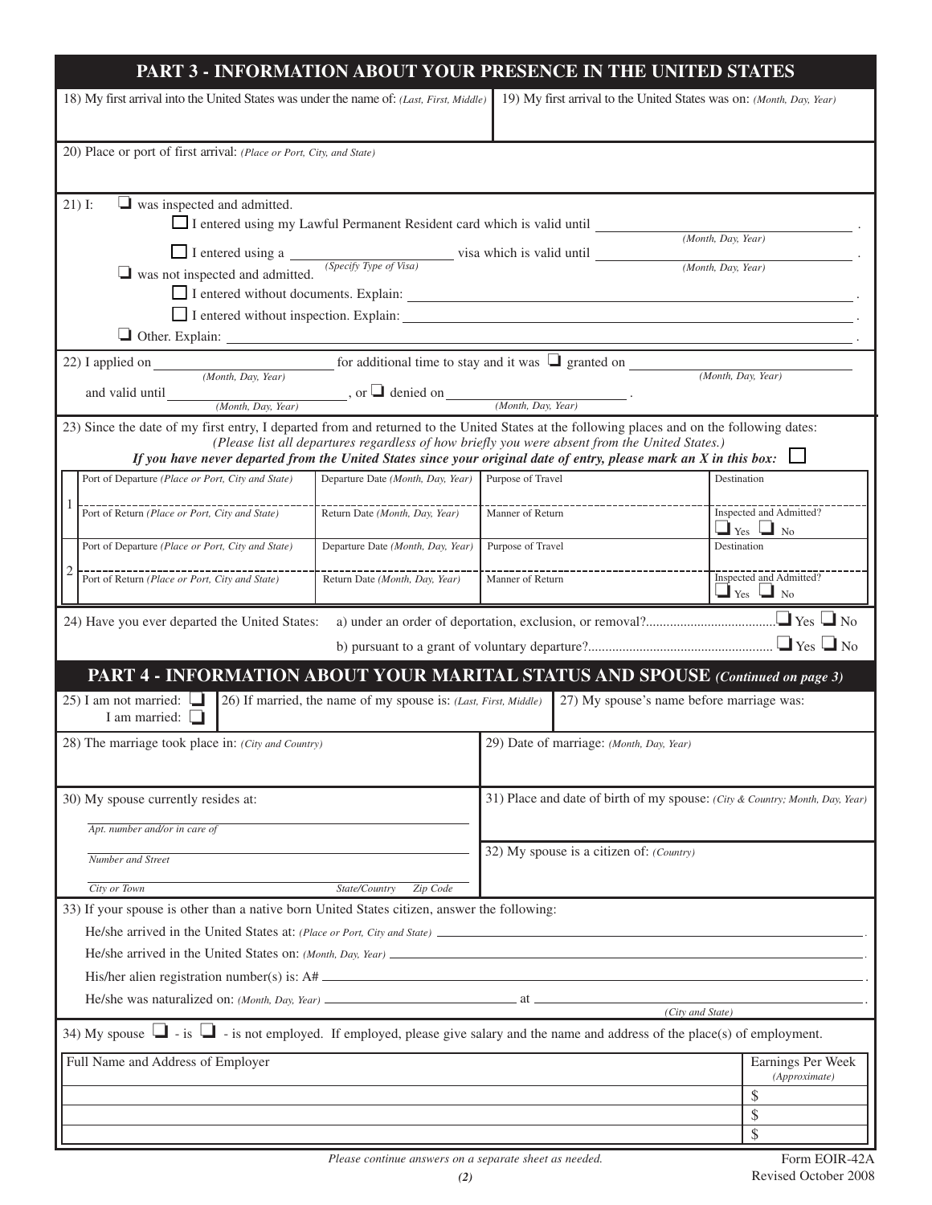## PART 3 - INFORMATION ABOUT YOUR PRESENCE IN THE UNITED STATES

| 18) My first arrival into the United States was under the name of: *(Last, First, Middle)* | 19) My first arrival to the United States was on: *(Month, Day, Year)* |
|---|---|

20) Place or port of first arrival: *(Place or Port, City, and State)*

21) I: ❑ was inspected and admitted.

- ❑ I entered using my Lawful Permanent Resident card which is valid until ______________ *(Month, Day, Year)*.
- ❑ I entered using a ______________ *(Specify Type of Visa)* visa which is valid until ______________ *(Month, Day, Year)*.

❑ was not inspected and admitted.

- ❑ I entered without documents. Explain: ______________.
- ❑ I entered without inspection. Explain: ______________.

❑ Other. Explain: ______________.

22) I applied on ______________ *(Month, Day, Year)* for additional time to stay and it was ❑ granted on ______________ *(Month, Day, Year)* and valid until ______________ *(Month, Day, Year)*, or ❑ denied on ______________ *(Month, Day, Year)*.

23) Since the date of my first entry, I departed from and returned to the United States at the following places and on the following dates:
*(Please list all departures regardless of how briefly you were absent from the United States.)*
***If you have never departed from the United States since your original date of entry, please mark an X in this box:*** ❑

| | Port of Departure *(Place or Port, City and State)* | Departure Date *(Month, Day, Year)* | Purpose of Travel | Destination |
|---|---|---|---|---|
| 1 | Port of Return *(Place or Port, City and State)* | Return Date *(Month, Day, Year)* | Manner of Return | Inspected and Admitted? ❑ Yes ❑ No |
| | Port of Departure *(Place or Port, City and State)* | Departure Date *(Month, Day, Year)* | Purpose of Travel | Destination |
| 2 | Port of Return *(Place or Port, City and State)* | Return Date *(Month, Day, Year)* | Manner of Return | Inspected and Admitted? ❑ Yes ❑ No |

24) Have you ever departed the United States:
a) under an order of deportation, exclusion, or removal?.................................... ❑ Yes ❑ No
b) pursuant to a grant of voluntary departure?..................................................... ❑ Yes ❑ No

## PART 4 - INFORMATION ABOUT YOUR MARITAL STATUS AND SPOUSE *(Continued on page 3)*

| 25) I am not married: ❑ I am married: ❑ | 26) If married, the name of my spouse is: *(Last, First, Middle)* | 27) My spouse's name before marriage was: |
|---|---|---|

| 28) The marriage took place in: *(City and Country)* | 29) Date of marriage: *(Month, Day, Year)* |
|---|---|

30) My spouse currently resides at:

______________ *Apt. number and/or in care of*

______________ *Number and Street*

______________ *City or Town* ______ *State/Country* ______ *Zip Code*

31) Place and date of birth of my spouse: *(City & Country; Month, Day, Year)*

32) My spouse is a citizen of: *(Country)*

33) If your spouse is other than a native born United States citizen, answer the following:

He/she arrived in the United States at: *(Place or Port, City and State)* ______________.

He/she arrived in the United States on: *(Month, Day, Year)* ______________.

His/her alien registration number(s) is: A# ______________.

He/she was naturalized on: *(Month, Day, Year)* ______________ at ______________ *(City and State)*.

34) My spouse ❑ - is ❑ - is not employed. If employed, please give salary and the name and address of the place(s) of employment.

| Full Name and Address of Employer | Earnings Per Week *(Approximate)* |
|---|---|
| | $ |
| | $ |
| | $ |

*Please continue answers on a separate sheet as needed.*

Form EOIR-42A
Revised October 2008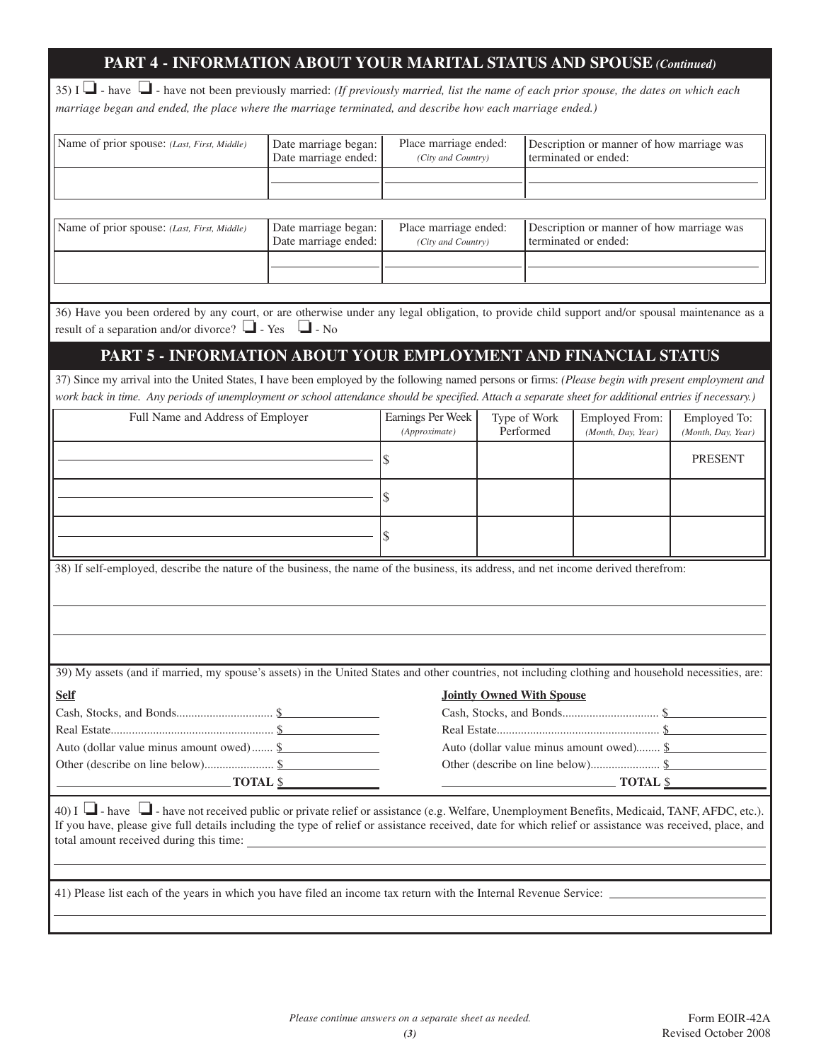## PART 4 - INFORMATION ABOUT YOUR MARITAL STATUS AND SPOUSE *(Continued)*

35) I ☐ - have ☐ - have not been previously married: *(If previously married, list the name of each prior spouse, the dates on which each marriage began and ended, the place where the marriage terminated, and describe how each marriage ended.)*

| Name of prior spouse: *(Last, First, Middle)* | Date marriage began: Date marriage ended: | Place marriage ended: *(City and Country)* | Description or manner of how marriage was terminated or ended: |
|---|---|---|---|
| | | | |

| Name of prior spouse: *(Last, First, Middle)* | Date marriage began: Date marriage ended: | Place marriage ended: *(City and Country)* | Description or manner of how marriage was terminated or ended: |
|---|---|---|---|
| | | | |

36) Have you been ordered by any court, or are otherwise under any legal obligation, to provide child support and/or spousal maintenance as a result of a separation and/or divorce? ☐ - Yes ☐ - No

## PART 5 - INFORMATION ABOUT YOUR EMPLOYMENT AND FINANCIAL STATUS

37) Since my arrival into the United States, I have been employed by the following named persons or firms: *(Please begin with present employment and work back in time. Any periods of unemployment or school attendance should be specified. Attach a separate sheet for additional entries if necessary.)*

| Full Name and Address of Employer | Earnings Per Week *(Approximate)* | Type of Work Performed | Employed From: *(Month, Day, Year)* | Employed To: *(Month, Day, Year)* |
|---|---|---|---|---|
| | $ | | | PRESENT |
| | $ | | | |
| | $ | | | |

38) If self-employed, describe the nature of the business, the name of the business, its address, and net income derived therefrom:

39) My assets (and if married, my spouse's assets) in the United States and other countries, not including clothing and household necessities, are:

**Self**

Cash, Stocks, and Bonds................................ $\_\_\_\_\_\_\_\_

Real Estate..................................................... $\_\_\_\_\_\_\_\_

Auto (dollar value minus amount owed)....... $\_\_\_\_\_\_\_\_

Other (describe on line below)...................... $\_\_\_\_\_\_\_\_

\_\_\_\_\_\_\_\_\_\_\_\_\_\_\_\_ **TOTAL** $\_\_\_\_\_\_\_\_

**Jointly Owned With Spouse**

Cash, Stocks, and Bonds................................ $\_\_\_\_\_\_\_\_

Real Estate..................................................... $\_\_\_\_\_\_\_\_

Auto (dollar value minus amount owed)....... $\_\_\_\_\_\_\_\_

Other (describe on line below)...................... $\_\_\_\_\_\_\_\_

\_\_\_\_\_\_\_\_\_\_\_\_\_\_\_\_ **TOTAL** $\_\_\_\_\_\_\_\_

40) I ☐ - have ☐ - have not received public or private relief or assistance (e.g. Welfare, Unemployment Benefits, Medicaid, TANF, AFDC, etc.). If you have, please give full details including the type of relief or assistance received, date for which relief or assistance was received, place, and total amount received during this time:

41) Please list each of the years in which you have filed an income tax return with the Internal Revenue Service:

*Please continue answers on a separate sheet as needed.*

Form EOIR-42A
Revised October 2008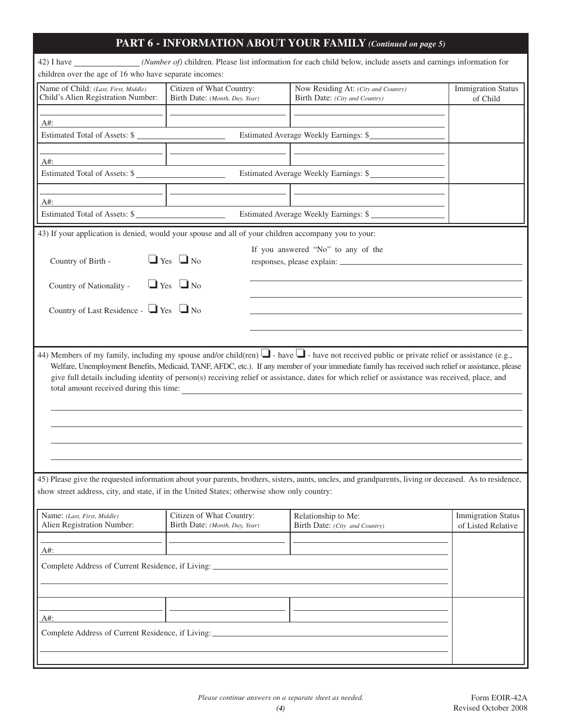## PART 6 - INFORMATION ABOUT YOUR FAMILY *(Continued on page 5)*

42) I have ______________ *(Number of)* children. Please list information for each child below, include assets and earnings information for children over the age of 16 who have separate incomes:

| Name of Child: *(Last, First, Middle)*<br>Child's Alien Registration Number: | Citizen of What Country:<br>Birth Date: *(Month, Day, Year)* | Now Residing At: *(City and Country)*<br>Birth Date: *(City and Country)* | Immigration Status of Child |
|---|---|---|---|
| A#: | | | |
| Estimated Total of Assets: $ | | Estimated Average Weekly Earnings: $ | |
| A#: | | | |
| Estimated Total of Assets: $ | | Estimated Average Weekly Earnings: $ | |
| A#: | | | |
| Estimated Total of Assets: $ | | Estimated Average Weekly Earnings: $ | |

43) If your application is denied, would your spouse and all of your children accompany you to your:

Country of Birth - ❑ Yes ❑ No

Country of Nationality - ❑ Yes ❑ No

Country of Last Residence - ❑ Yes ❑ No

If you answered "No" to any of the responses, please explain: ______________________________

44) Members of my family, including my spouse and/or child(ren) ❑ - have ❑ - have not received public or private relief or assistance (e.g., Welfare, Unemployment Benefits, Medicaid, TANF, AFDC, etc.). If any member of your immediate family has received such relief or assistance, please give full details including identity of person(s) receiving relief or assistance, dates for which relief or assistance was received, place, and total amount received during this time: ______________________________

45) Please give the requested information about your parents, brothers, sisters, aunts, uncles, and grandparents, living or deceased. As to residence, show street address, city, and state, if in the United States; otherwise show only country:

| Name: *(Last, First, Middle)*<br>Alien Registration Number: | Citizen of What Country:<br>Birth Date: *(Month, Day, Year)* | Relationship to Me:<br>Birth Date: *(City and Country)* | Immigration Status of Listed Relative |
|---|---|---|---|
| A#: | | | |
| Complete Address of Current Residence, if Living: | | | |
| A#: | | | |
| Complete Address of Current Residence, if Living: | | | |

*Please continue answers on a separate sheet as needed.*

Form EOIR-42A
Revised October 2008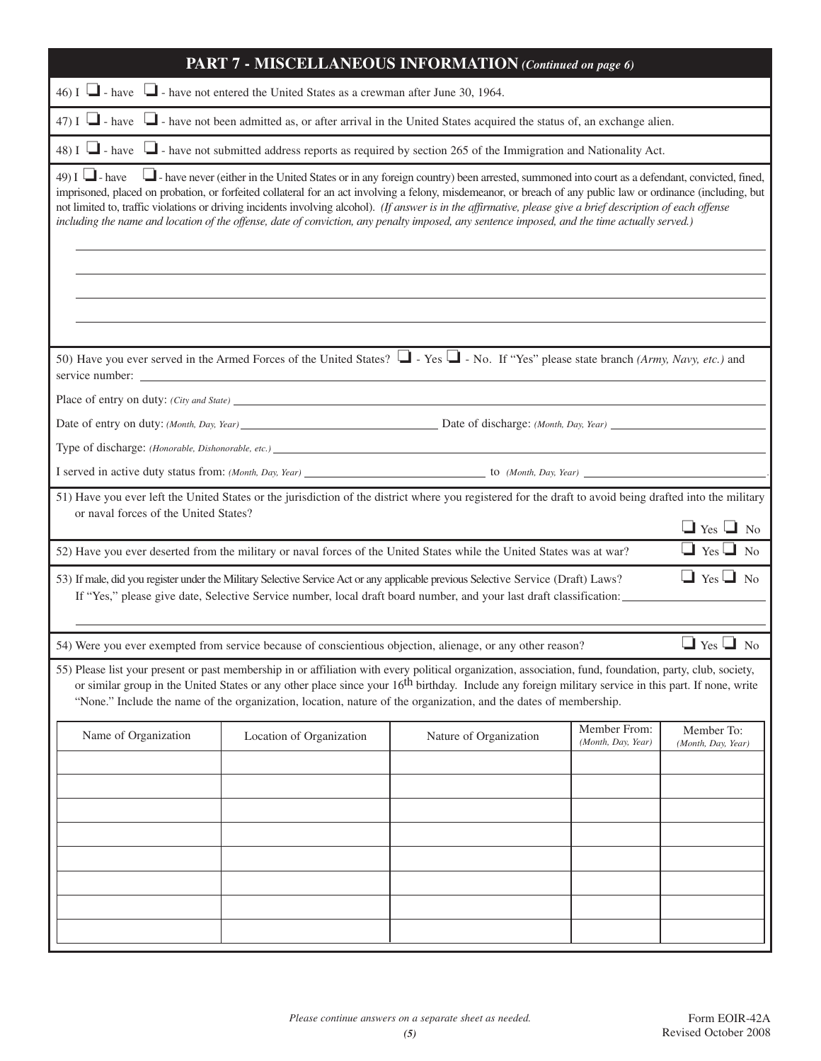## PART 7 - MISCELLANEOUS INFORMATION *(Continued on page 6)*

46) I ❑ - have ❑ - have not entered the United States as a crewman after June 30, 1964.

47) I ❑ - have ❑ - have not been admitted as, or after arrival in the United States acquired the status of, an exchange alien.

48) I ❑ - have ❑ - have not submitted address reports as required by section 265 of the Immigration and Nationality Act.

49) I ❑ - have ❑ - have never (either in the United States or in any foreign country) been arrested, summoned into court as a defendant, convicted, fined, imprisoned, placed on probation, or forfeited collateral for an act involving a felony, misdemeanor, or breach of any public law or ordinance (including, but not limited to, traffic violations or driving incidents involving alcohol). *(If answer is in the affirmative, please give a brief description of each offense including the name and location of the offense, date of conviction, any penalty imposed, any sentence imposed, and the time actually served.)*

______________________________________________________________________

______________________________________________________________________

______________________________________________________________________

______________________________________________________________________

50) Have you ever served in the Armed Forces of the United States? ❑ - Yes ❑ - No. If "Yes" please state branch *(Army, Navy, etc.)* and service number: ______________________________

Place of entry on duty: *(City and State)* ______________________________

Date of entry on duty: *(Month, Day, Year)* ______________ Date of discharge: *(Month, Day, Year)* ______________

Type of discharge: *(Honorable, Dishonorable, etc.)* ______________________________

I served in active duty status from: *(Month, Day, Year)* ______________ to *(Month, Day, Year)* ______________.

51) Have you ever left the United States or the jurisdiction of the district where you registered for the draft to avoid being drafted into the military or naval forces of the United States? ❑ Yes ❑ No

52) Have you ever deserted from the military or naval forces of the United States while the United States was at war? ❑ Yes ❑ No

53) If male, did you register under the Military Selective Service Act or any applicable previous Selective Service (Draft) Laws? ❑ Yes ❑ No
If "Yes," please give date, Selective Service number, local draft board number, and your last draft classification: ______________________________

______________________________________________________________________

54) Were you ever exempted from service because of conscientious objection, alienage, or any other reason? ❑ Yes ❑ No

55) Please list your present or past membership in or affiliation with every political organization, association, fund, foundation, party, club, society, or similar group in the United States or any other place since your 16th birthday. Include any foreign military service in this part. If none, write "None." Include the name of the organization, location, nature of the organization, and the dates of membership.

| Name of Organization | Location of Organization | Nature of Organization | Member From: *(Month, Day, Year)* | Member To: *(Month, Day, Year)* |
|---|---|---|---|---|
| | | | | |
| | | | | |
| | | | | |
| | | | | |
| | | | | |
| | | | | |
| | | | | |
| | | | | |

*Please continue answers on a separate sheet as needed.*

Form EOIR-42A
Revised October 2008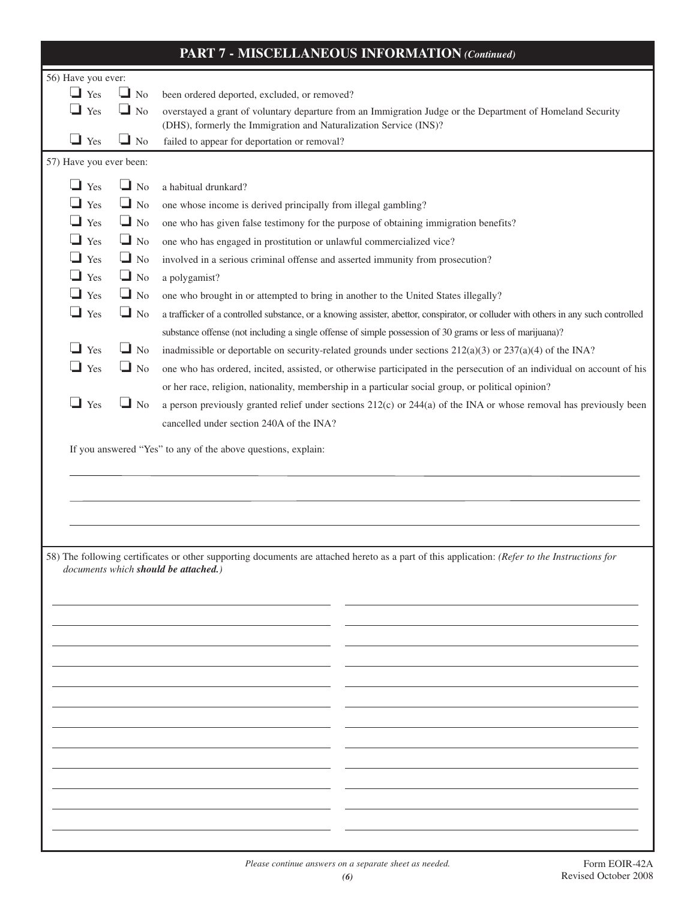## PART 7 - MISCELLANEOUS INFORMATION *(Continued)*

56) Have you ever:

- ❑ Yes ❑ No been ordered deported, excluded, or removed?
- ❑ Yes ❑ No overstayed a grant of voluntary departure from an Immigration Judge or the Department of Homeland Security (DHS), formerly the Immigration and Naturalization Service (INS)?
- ❑ Yes ❑ No failed to appear for deportation or removal?

57) Have you ever been:

- ❑ Yes ❑ No a habitual drunkard?
- ❑ Yes ❑ No one whose income is derived principally from illegal gambling?
- ❑ Yes ❑ No one who has given false testimony for the purpose of obtaining immigration benefits?
- ❑ Yes ❑ No one who has engaged in prostitution or unlawful commercialized vice?
- ❑ Yes ❑ No involved in a serious criminal offense and asserted immunity from prosecution?
- ❑ Yes ❑ No a polygamist?
- ❑ Yes ❑ No one who brought in or attempted to bring in another to the United States illegally?
- ❑ Yes ❑ No a trafficker of a controlled substance, or a knowing assister, abettor, conspirator, or colluder with others in any such controlled substance offense (not including a single offense of simple possession of 30 grams or less of marijuana)?
- ❑ Yes ❑ No inadmissible or deportable on security-related grounds under sections 212(a)(3) or 237(a)(4) of the INA?
- ❑ Yes ❑ No one who has ordered, incited, assisted, or otherwise participated in the persecution of an individual on account of his or her race, religion, nationality, membership in a particular social group, or political opinion?
- ❑ Yes ❑ No a person previously granted relief under sections 212(c) or 244(a) of the INA or whose removal has previously been cancelled under section 240A of the INA?

If you answered "Yes" to any of the above questions, explain:

\_\_\_\_\_\_\_\_\_\_\_\_\_\_\_\_\_\_\_\_\_\_\_\_\_\_\_\_\_\_\_\_\_\_\_\_\_\_\_\_\_\_\_\_\_\_\_\_\_\_\_\_\_\_\_\_\_\_\_\_\_\_\_\_\_\_

\_\_\_\_\_\_\_\_\_\_\_\_\_\_\_\_\_\_\_\_\_\_\_\_\_\_\_\_\_\_\_\_\_\_\_\_\_\_\_\_\_\_\_\_\_\_\_\_\_\_\_\_\_\_\_\_\_\_\_\_\_\_\_\_\_\_

\_\_\_\_\_\_\_\_\_\_\_\_\_\_\_\_\_\_\_\_\_\_\_\_\_\_\_\_\_\_\_\_\_\_\_\_\_\_\_\_\_\_\_\_\_\_\_\_\_\_\_\_\_\_\_\_\_\_\_\_\_\_\_\_\_\_

58) The following certificates or other supporting documents are attached hereto as a part of this application: *(Refer to the Instructions for documents which* ***should be attached.****)*

| | |
|---|---|
| | |
| | |
| | |
| | |
| | |
| | |
| | |
| | |
| | |
| | |
| | |
| | |

*Please continue answers on a separate sheet as needed.*

Form EOIR-42A
Revised October 2008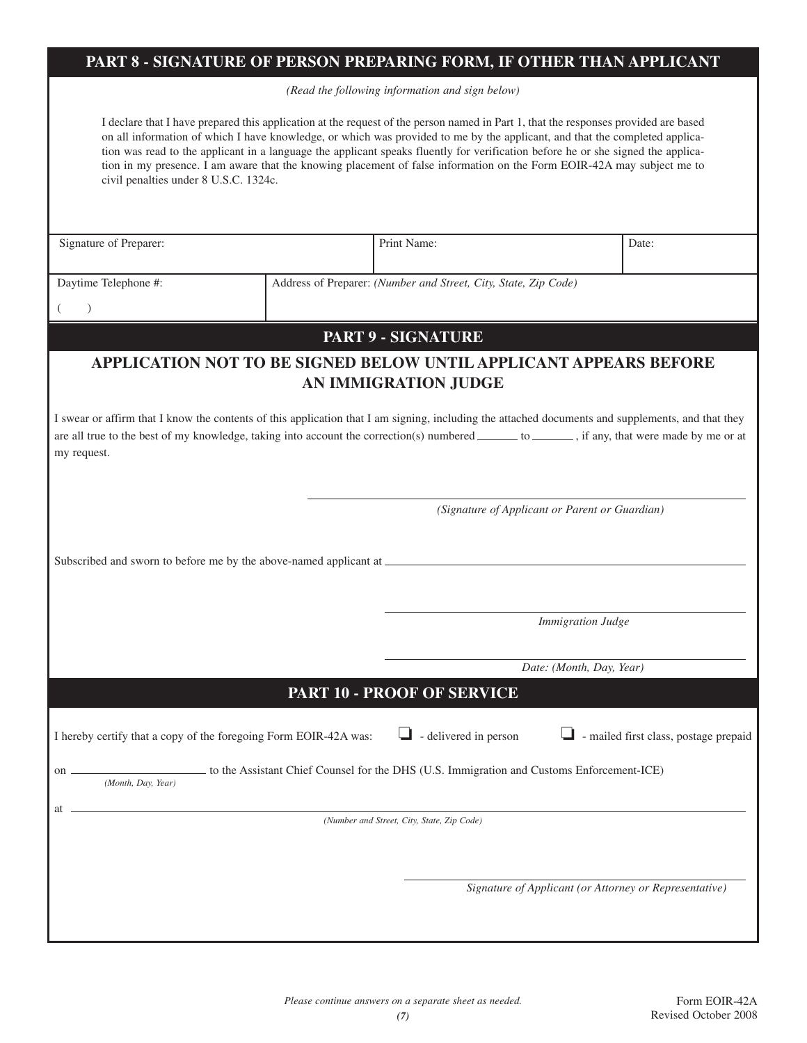## PART 8 - SIGNATURE OF PERSON PREPARING FORM, IF OTHER THAN APPLICANT

*(Read the following information and sign below)*

I declare that I have prepared this application at the request of the person named in Part 1, that the responses provided are based on all information of which I have knowledge, or which was provided to me by the applicant, and that the completed application was read to the applicant in a language the applicant speaks fluently for verification before he or she signed the application in my presence. I am aware that the knowing placement of false information on the Form EOIR-42A may subject me to civil penalties under 8 U.S.C. 1324c.

| Signature of Preparer: | Print Name: | Date: |
|---|---|---|
| | | |

| Daytime Telephone #: | Address of Preparer: *(Number and Street, City, State, Zip Code)* |
|---|---|
| (     ) | |

## PART 9 - SIGNATURE

### APPLICATION NOT TO BE SIGNED BELOW UNTIL APPLICANT APPEARS BEFORE AN IMMIGRATION JUDGE

I swear or affirm that I know the contents of this application that I am signing, including the attached documents and supplements, and that they are all true to the best of my knowledge, taking into account the correction(s) numbered _______ to _______ , if any, that were made by me or at my request.

______________________________________
*(Signature of Applicant or Parent or Guardian)*

Subscribed and sworn to before me by the above-named applicant at ______________________________________

______________________________________
*Immigration Judge*

______________________________________
*Date: (Month, Day, Year)*

## PART 10 - PROOF OF SERVICE

I hereby certify that a copy of the foregoing Form EOIR-42A was: ☐ - delivered in person ☐ - mailed first class, postage prepaid

on ____________________ to the Assistant Chief Counsel for the DHS (U.S. Immigration and Customs Enforcement-ICE)
*(Month, Day, Year)*

at ______________________________________
*(Number and Street, City, State, Zip Code)*

______________________________________
*Signature of Applicant (or Attorney or Representative)*

*Please continue answers on a separate sheet as needed.*

Form EOIR-42A
Revised October 2008